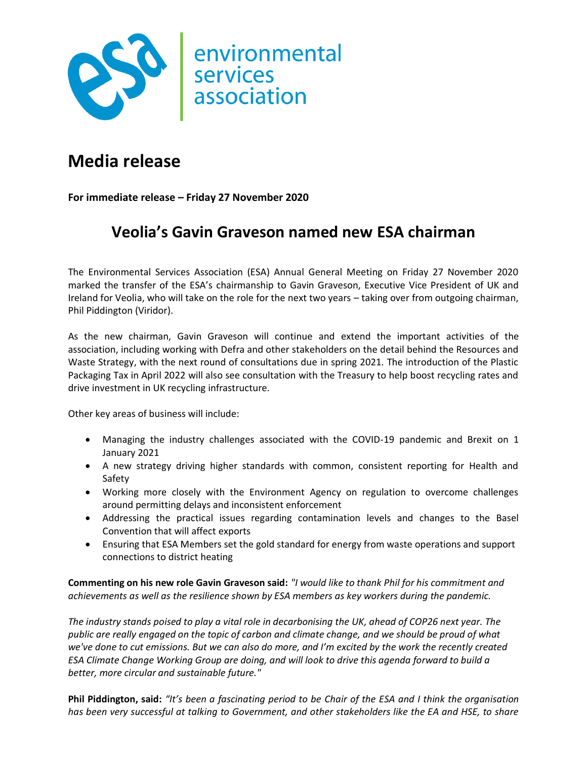# Media release

**For immediate release – Friday 27 November 2020**

## Veolia's Gavin Graveson named new ESA chairman

The Environmental Services Association (ESA) Annual General Meeting on Friday 27 November 2020 marked the transfer of the ESA's chairmanship to Gavin Graveson, Executive Vice President of UK and Ireland for Veolia, who will take on the role for the next two years – taking over from outgoing chairman, Phil Piddington (Viridor).

As the new chairman, Gavin Graveson will continue and extend the important activities of the association, including working with Defra and other stakeholders on the detail behind the Resources and Waste Strategy, with the next round of consultations due in spring 2021. The introduction of the Plastic Packaging Tax in April 2022 will also see consultation with the Treasury to help boost recycling rates and drive investment in UK recycling infrastructure.

Other key areas of business will include:

- Managing the industry challenges associated with the COVID-19 pandemic and Brexit on 1 January 2021
- A new strategy driving higher standards with common, consistent reporting for Health and Safety
- Working more closely with the Environment Agency on regulation to overcome challenges around permitting delays and inconsistent enforcement
- Addressing the practical issues regarding contamination levels and changes to the Basel Convention that will affect exports
- Ensuring that ESA Members set the gold standard for energy from waste operations and support connections to district heating

**Commenting on his new role Gavin Graveson said:** *"I would like to thank Phil for his commitment and achievements as well as the resilience shown by ESA members as key workers during the pandemic.*

*The industry stands poised to play a vital role in decarbonising the UK, ahead of COP26 next year. The public are really engaged on the topic of carbon and climate change, and we should be proud of what we've done to cut emissions. But we can also do more, and I'm excited by the work the recently created ESA Climate Change Working Group are doing, and will look to drive this agenda forward to build a better, more circular and sustainable future."*

**Phil Piddington, said:** *"It's been a fascinating period to be Chair of the ESA and I think the organisation has been very successful at talking to Government, and other stakeholders like the EA and HSE, to share*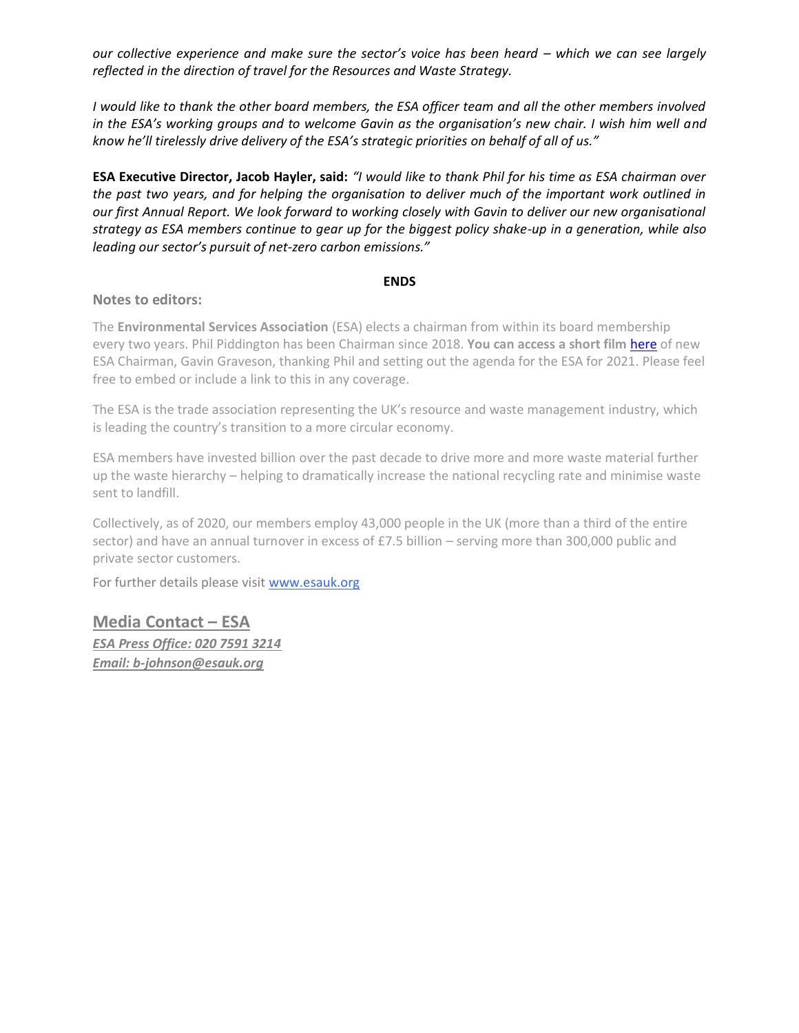*our collective experience and make sure the sector's voice has been heard – which we can see largely reflected in the direction of travel for the Resources and Waste Strategy.*

*I would like to thank the other board members, the ESA officer team and all the other members involved in the ESA's working groups and to welcome Gavin as the organisation's new chair. I wish him well and know he'll tirelessly drive delivery of the ESA's strategic priorities on behalf of all of us."*

**ESA Executive Director, Jacob Hayler, said:** *"I would like to thank Phil for his time as ESA chairman over the past two years, and for helping the organisation to deliver much of the important work outlined in our first Annual Report. We look forward to working closely with Gavin to deliver our new organisational strategy as ESA members continue to gear up for the biggest policy shake-up in a generation, while also leading our sector's pursuit of net-zero carbon emissions."*

**ENDS**

**Notes to editors:**

The **Environmental Services Association** (ESA) elects a chairman from within its board membership every two years. Phil Piddington has been Chairman since 2018. **You can access a short film** here of new ESA Chairman, Gavin Graveson, thanking Phil and setting out the agenda for the ESA for 2021. Please feel free to embed or include a link to this in any coverage.

The ESA is the trade association representing the UK's resource and waste management industry, which is leading the country's transition to a more circular economy.

ESA members have invested billion over the past decade to drive more and more waste material further up the waste hierarchy – helping to dramatically increase the national recycling rate and minimise waste sent to landfill.

Collectively, as of 2020, our members employ 43,000 people in the UK (more than a third of the entire sector) and have an annual turnover in excess of £7.5 billion – serving more than 300,000 public and private sector customers.

For further details please visit www.esauk.org

## Media Contact – ESA

*ESA Press Office: 020 7591 3214*
*Email: b-johnson@esauk.org*